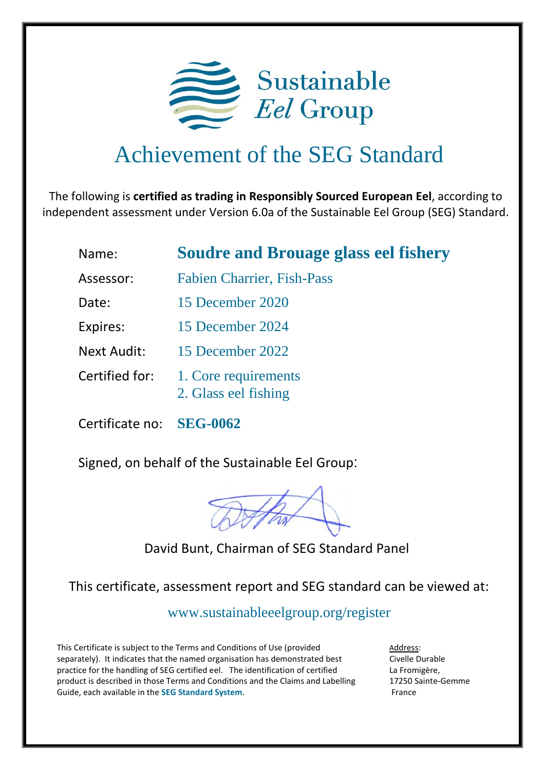Sustainable *Eel* Group

# Achievement of the SEG Standard

The following is **certified as trading in Responsibly Sourced European Eel**, according to independent assessment under Version 6.0a of the Sustainable Eel Group (SEG) Standard.

| | |
|---|---|
| Name: | **Soudre and Brouage glass eel fishery** |
| Assessor: | Fabien Charrier, Fish-Pass |
| Date: | 15 December 2020 |
| Expires: | 15 December 2024 |
| Next Audit: | 15 December 2022 |
| Certified for: | 1. Core requirements<br>2. Glass eel fishing |

Certificate no: **SEG-0062**

Signed, on behalf of the Sustainable Eel Group:

David Bunt, Chairman of SEG Standard Panel

This certificate, assessment report and SEG standard can be viewed at:

www.sustainableeelgroup.org/register

This Certificate is subject to the Terms and Conditions of Use (provided separately). It indicates that the named organisation has demonstrated best practice for the handling of SEG certified eel. The identification of certified product is described in those Terms and Conditions and the Claims and Labelling Guide, each available in the **SEG Standard System**.

Address:
Civelle Durable
La Fromigère,
17250 Sainte-Gemme
France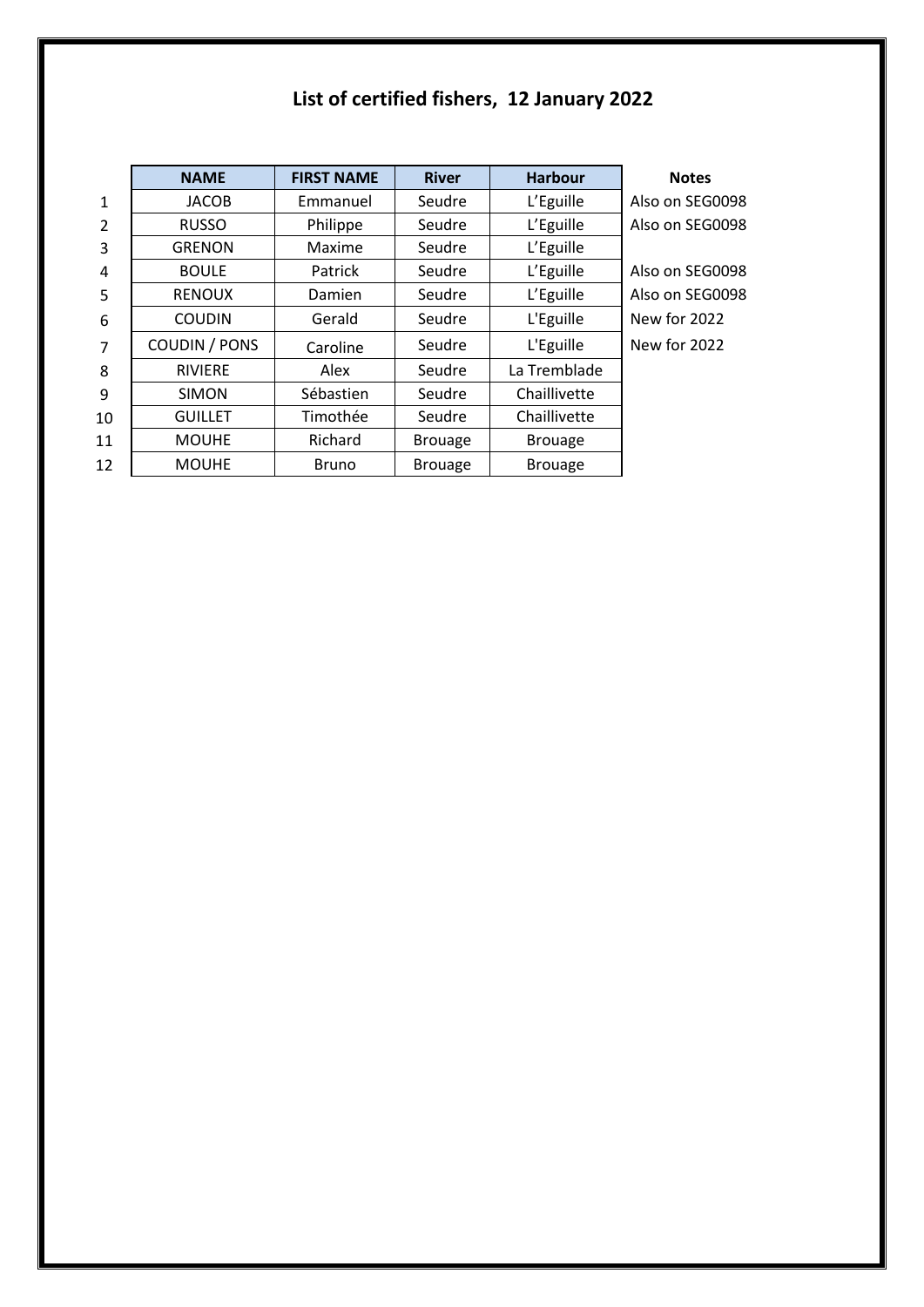# List of certified fishers, 12 January 2022

| | NAME | FIRST NAME | River | Harbour | Notes |
|---|---|---|---|---|---|
| 1 | JACOB | Emmanuel | Seudre | L'Eguille | Also on SEG0098 |
| 2 | RUSSO | Philippe | Seudre | L'Eguille | Also on SEG0098 |
| 3 | GRENON | Maxime | Seudre | L'Eguille | |
| 4 | BOULE | Patrick | Seudre | L'Eguille | Also on SEG0098 |
| 5 | RENOUX | Damien | Seudre | L'Eguille | Also on SEG0098 |
| 6 | COUDIN | Gerald | Seudre | L'Eguille | New for 2022 |
| 7 | COUDIN / PONS | Caroline | Seudre | L'Eguille | New for 2022 |
| 8 | RIVIERE | Alex | Seudre | La Tremblade | |
| 9 | SIMON | Sébastien | Seudre | Chaillivette | |
| 10 | GUILLET | Timothée | Seudre | Chaillivette | |
| 11 | MOUHE | Richard | Brouage | Brouage | |
| 12 | MOUHE | Bruno | Brouage | Brouage | |